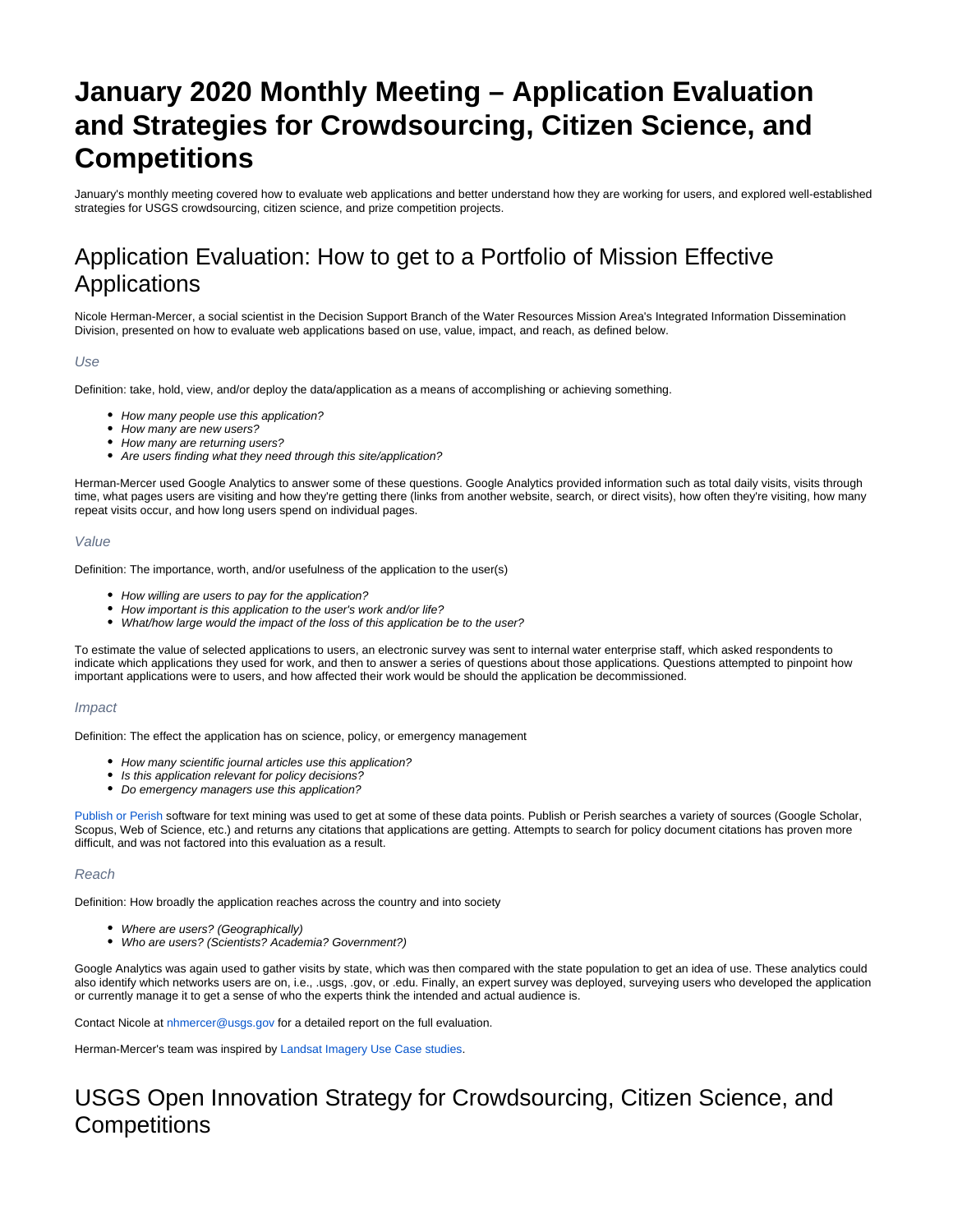# January 2020 Monthly Meeting – Application Evaluation and Strategies for Crowdsourcing, Citizen Science, and Competitions

January's monthly meeting covered how to evaluate web applications and better understand how they are working for users, and explored well-established strategies for USGS crowdsourcing, citizen science, and prize competition projects.

## Application Evaluation: How to get to a Portfolio of Mission Effective Applications

Nicole Herman-Mercer, a social scientist in the Decision Support Branch of the Water Resources Mission Area's Integrated Information Dissemination Division, presented on how to evaluate web applications based on use, value, impact, and reach, as defined below.

### *Use*

Definition: take, hold, view, and/or deploy the data/application as a means of accomplishing or achieving something.

- *How many people use this application?*
- *How many are new users?*
- *How many are returning users?*
- *Are users finding what they need through this site/application?*

Herman-Mercer used Google Analytics to answer some of these questions. Google Analytics provided information such as total daily visits, visits through time, what pages users are visiting and how they're getting there (links from another website, search, or direct visits), how often they're visiting, how many repeat visits occur, and how long users spend on individual pages.

### *Value*

Definition: The importance, worth, and/or usefulness of the application to the user(s)

- *How willing are users to pay for the application?*
- *How important is this application to the user's work and/or life?*
- *What/how large would the impact of the loss of this application be to the user?*

To estimate the value of selected applications to users, an electronic survey was sent to internal water enterprise staff, which asked respondents to indicate which applications they used for work, and then to answer a series of questions about those applications. Questions attempted to pinpoint how important applications were to users, and how affected their work would be should the application be decommissioned.

### *Impact*

Definition: The effect the application has on science, policy, or emergency management

- *How many scientific journal articles use this application?*
- *Is this application relevant for policy decisions?*
- *Do emergency managers use this application?*

Publish or Perish software for text mining was used to get at some of these data points. Publish or Perish searches a variety of sources (Google Scholar, Scopus, Web of Science, etc.) and returns any citations that applications are getting. Attempts to search for policy document citations has proven more difficult, and was not factored into this evaluation as a result.

### *Reach*

Definition: How broadly the application reaches across the country and into society

- *Where are users? (Geographically)*
- *Who are users? (Scientists? Academia? Government?)*

Google Analytics was again used to gather visits by state, which was then compared with the state population to get an idea of use. These analytics could also identify which networks users are on, i.e., .usgs, .gov, or .edu. Finally, an expert survey was deployed, surveying users who developed the application or currently manage it to get a sense of who the experts think the intended and actual audience is.

Contact Nicole at nhmercer@usgs.gov for a detailed report on the full evaluation.

Herman-Mercer's team was inspired by Landsat Imagery Use Case studies.

## USGS Open Innovation Strategy for Crowdsourcing, Citizen Science, and Competitions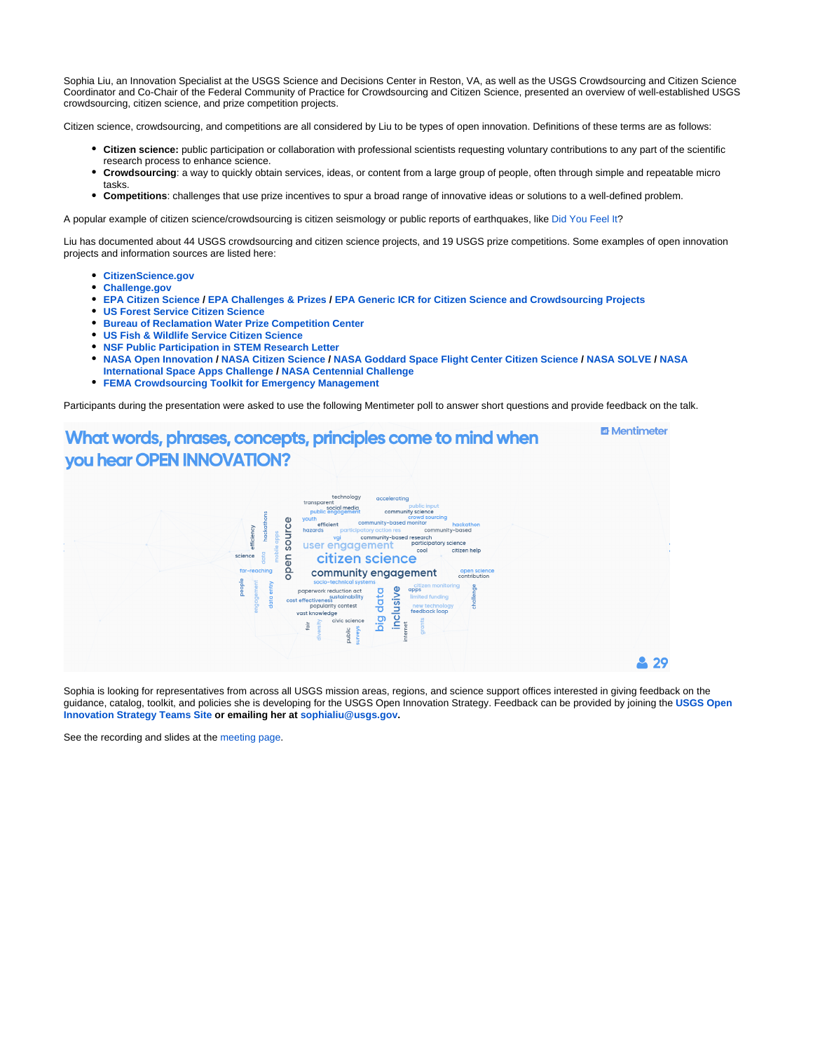Sophia Liu, an Innovation Specialist at the USGS Science and Decisions Center in Reston, VA, as well as the USGS Crowdsourcing and Citizen Science Coordinator and Co-Chair of the Federal Community of Practice for Crowdsourcing and Citizen Science, presented an overview of well-established USGS crowdsourcing, citizen science, and prize competition projects.

Citizen science, crowdsourcing, and competitions are all considered by Liu to be types of open innovation. Definitions of these terms are as follows:

- **Citizen science:** public participation or collaboration with professional scientists requesting voluntary contributions to any part of the scientific research process to enhance science.
- **Crowdsourcing**: a way to quickly obtain services, ideas, or content from a large group of people, often through simple and repeatable micro tasks.
- **Competitions**: challenges that use prize incentives to spur a broad range of innovative ideas or solutions to a well-defined problem.

A popular example of citizen science/crowdsourcing is citizen seismology or public reports of earthquakes, like Did You Feel It?

Liu has documented about 44 USGS crowdsourcing and citizen science projects, and 19 USGS prize competitions. Some examples of open innovation projects and information sources are listed here:

- **CitizenScience.gov**
- **Challenge.gov**
- **EPA Citizen Science / EPA Challenges & Prizes / EPA Generic ICR for Citizen Science and Crowdsourcing Projects**
- **US Forest Service Citizen Science**
- **Bureau of Reclamation Water Prize Competition Center**
- **US Fish & Wildlife Service Citizen Science**
- **NSF Public Participation in STEM Research Letter**
- **NASA Open Innovation / NASA Citizen Science / NASA Goddard Space Flight Center Citizen Science / NASA SOLVE / NASA International Space Apps Challenge / NASA Centennial Challenge**
- **FEMA Crowdsourcing Toolkit for Emergency Management**

Participants during the presentation were asked to use the following Mentimeter poll to answer short questions and provide feedback on the talk.

What words, phrases, concepts, principles come to mind when you hear OPEN INNOVATION?

Mentimeter

technology
transparent
accelerating
social media
public engagement
public input
community science
crowd sourcing
youth
efficient
community-based monitor
hackathon
hazards
participatory action res
community-based
vgi
community-based research
user engagement
participatory science
cool
citizen help
efficiency
hackathons
open source
science
data
mobile apps
citizen science
far-reaching
community engagement
open science
contribution
socio-technical systems
people
engagement
data entry
paperwork reduction act
sustainability
cost effectiveness
popularity contest
vast knowledge
big data
inclusive
apps
citizen monitoring
limited funding
new technology
feedback loop
challenge
civic science
fair
diversity
public
surveys
internet
grants

29

Sophia is looking for representatives from across all USGS mission areas, regions, and science support offices interested in giving feedback on the guidance, catalog, toolkit, and policies she is developing for the USGS Open Innovation Strategy. Feedback can be provided by joining the **USGS Open Innovation Strategy Teams Site or emailing her at sophialiu@usgs.gov.**

See the recording and slides at the meeting page.